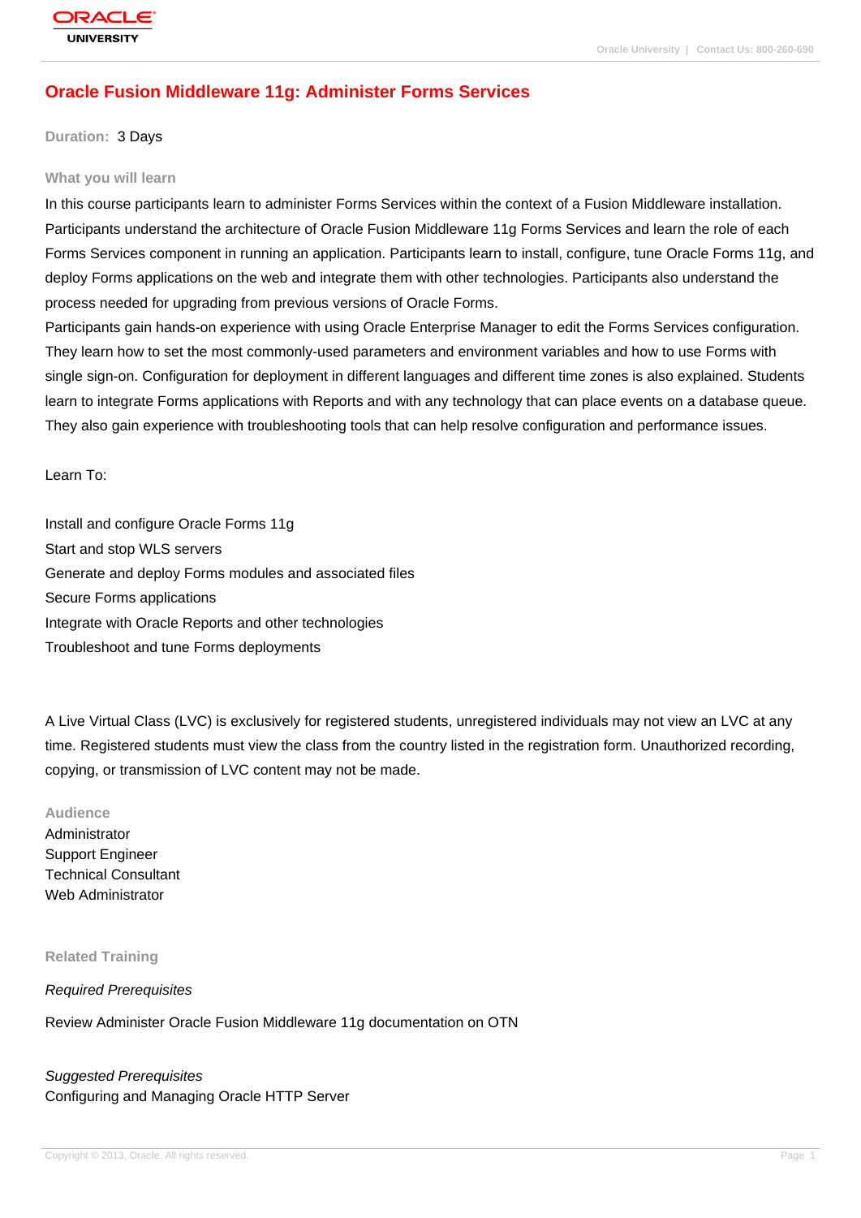# Oracle Fusion Middleware 11g: Administer Forms Services

**Duration:** 3 Days

## What you will learn

In this course participants learn to administer Forms Services within the context of a Fusion Middleware installation. Participants understand the architecture of Oracle Fusion Middleware 11g Forms Services and learn the role of each Forms Services component in running an application. Participants learn to install, configure, tune Oracle Forms 11g, and deploy Forms applications on the web and integrate them with other technologies. Participants also understand the process needed for upgrading from previous versions of Oracle Forms.
Participants gain hands-on experience with using Oracle Enterprise Manager to edit the Forms Services configuration. They learn how to set the most commonly-used parameters and environment variables and how to use Forms with single sign-on. Configuration for deployment in different languages and different time zones is also explained. Students learn to integrate Forms applications with Reports and with any technology that can place events on a database queue. They also gain experience with troubleshooting tools that can help resolve configuration and performance issues.

Learn To:

Install and configure Oracle Forms 11g
Start and stop WLS servers
Generate and deploy Forms modules and associated files
Secure Forms applications
Integrate with Oracle Reports and other technologies
Troubleshoot and tune Forms deployments

A Live Virtual Class (LVC) is exclusively for registered students, unregistered individuals may not view an LVC at any time. Registered students must view the class from the country listed in the registration form. Unauthorized recording, copying, or transmission of LVC content may not be made.

## Audience

Administrator
Support Engineer
Technical Consultant
Web Administrator

## Related Training

*Required Prerequisites*

Review Administer Oracle Fusion Middleware 11g documentation on OTN

*Suggested Prerequisites*
Configuring and Managing Oracle HTTP Server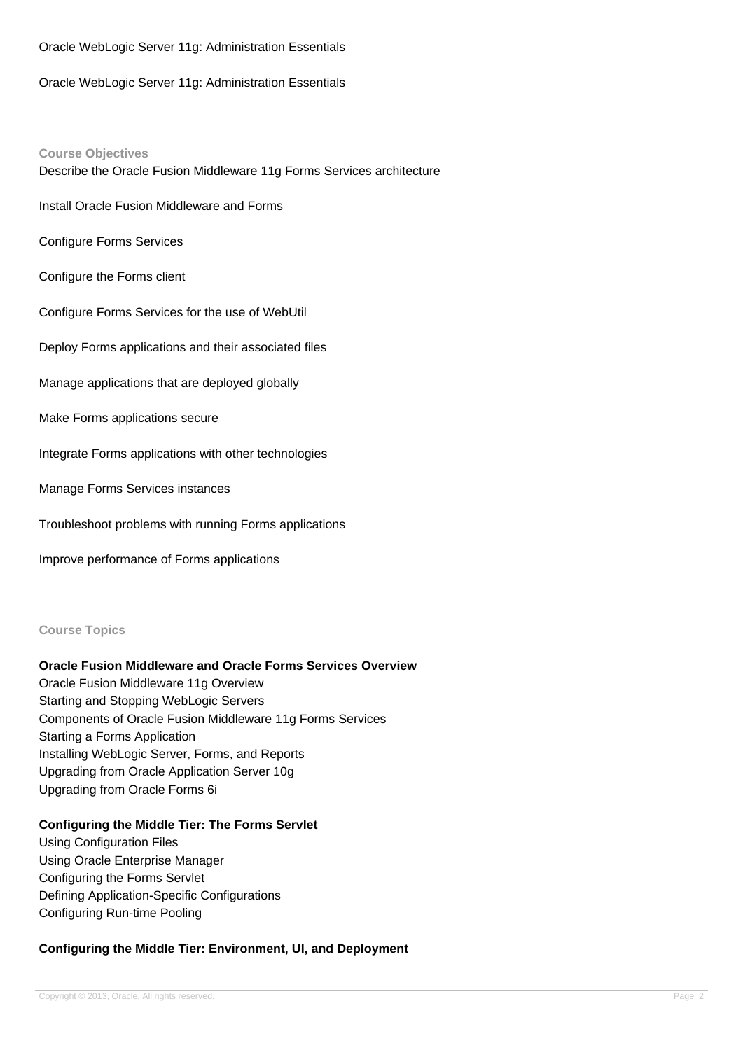Oracle WebLogic Server 11g: Administration Essentials

Oracle WebLogic Server 11g: Administration Essentials

## Course Objectives

Describe the Oracle Fusion Middleware 11g Forms Services architecture

Install Oracle Fusion Middleware and Forms

Configure Forms Services

Configure the Forms client

Configure Forms Services for the use of WebUtil

Deploy Forms applications and their associated files

Manage applications that are deployed globally

Make Forms applications secure

Integrate Forms applications with other technologies

Manage Forms Services instances

Troubleshoot problems with running Forms applications

Improve performance of Forms applications

## Course Topics

### Oracle Fusion Middleware and Oracle Forms Services Overview

Oracle Fusion Middleware 11g Overview
Starting and Stopping WebLogic Servers
Components of Oracle Fusion Middleware 11g Forms Services
Starting a Forms Application
Installing WebLogic Server, Forms, and Reports
Upgrading from Oracle Application Server 10g
Upgrading from Oracle Forms 6i

### Configuring the Middle Tier: The Forms Servlet

Using Configuration Files
Using Oracle Enterprise Manager
Configuring the Forms Servlet
Defining Application-Specific Configurations
Configuring Run-time Pooling

### Configuring the Middle Tier: Environment, UI, and Deployment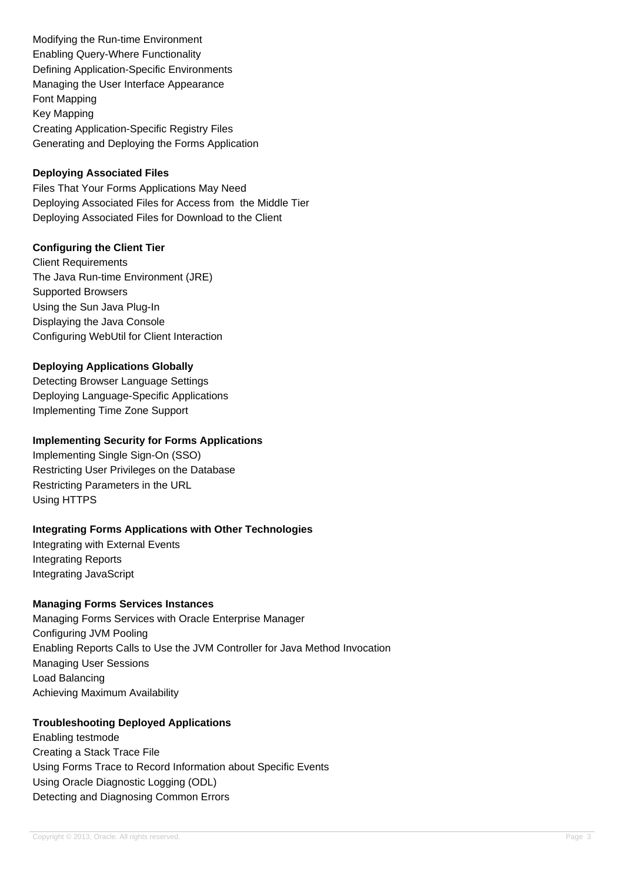Modifying the Run-time Environment
Enabling Query-Where Functionality
Defining Application-Specific Environments
Managing the User Interface Appearance
Font Mapping
Key Mapping
Creating Application-Specific Registry Files
Generating and Deploying the Forms Application

**Deploying Associated Files**

Files That Your Forms Applications May Need
Deploying Associated Files for Access from the Middle Tier
Deploying Associated Files for Download to the Client

**Configuring the Client Tier**

Client Requirements
The Java Run-time Environment (JRE)
Supported Browsers
Using the Sun Java Plug-In
Displaying the Java Console
Configuring WebUtil for Client Interaction

**Deploying Applications Globally**

Detecting Browser Language Settings
Deploying Language-Specific Applications
Implementing Time Zone Support

**Implementing Security for Forms Applications**

Implementing Single Sign-On (SSO)
Restricting User Privileges on the Database
Restricting Parameters in the URL
Using HTTPS

**Integrating Forms Applications with Other Technologies**

Integrating with External Events
Integrating Reports
Integrating JavaScript

**Managing Forms Services Instances**

Managing Forms Services with Oracle Enterprise Manager
Configuring JVM Pooling
Enabling Reports Calls to Use the JVM Controller for Java Method Invocation
Managing User Sessions
Load Balancing
Achieving Maximum Availability

**Troubleshooting Deployed Applications**

Enabling testmode
Creating a Stack Trace File
Using Forms Trace to Record Information about Specific Events
Using Oracle Diagnostic Logging (ODL)
Detecting and Diagnosing Common Errors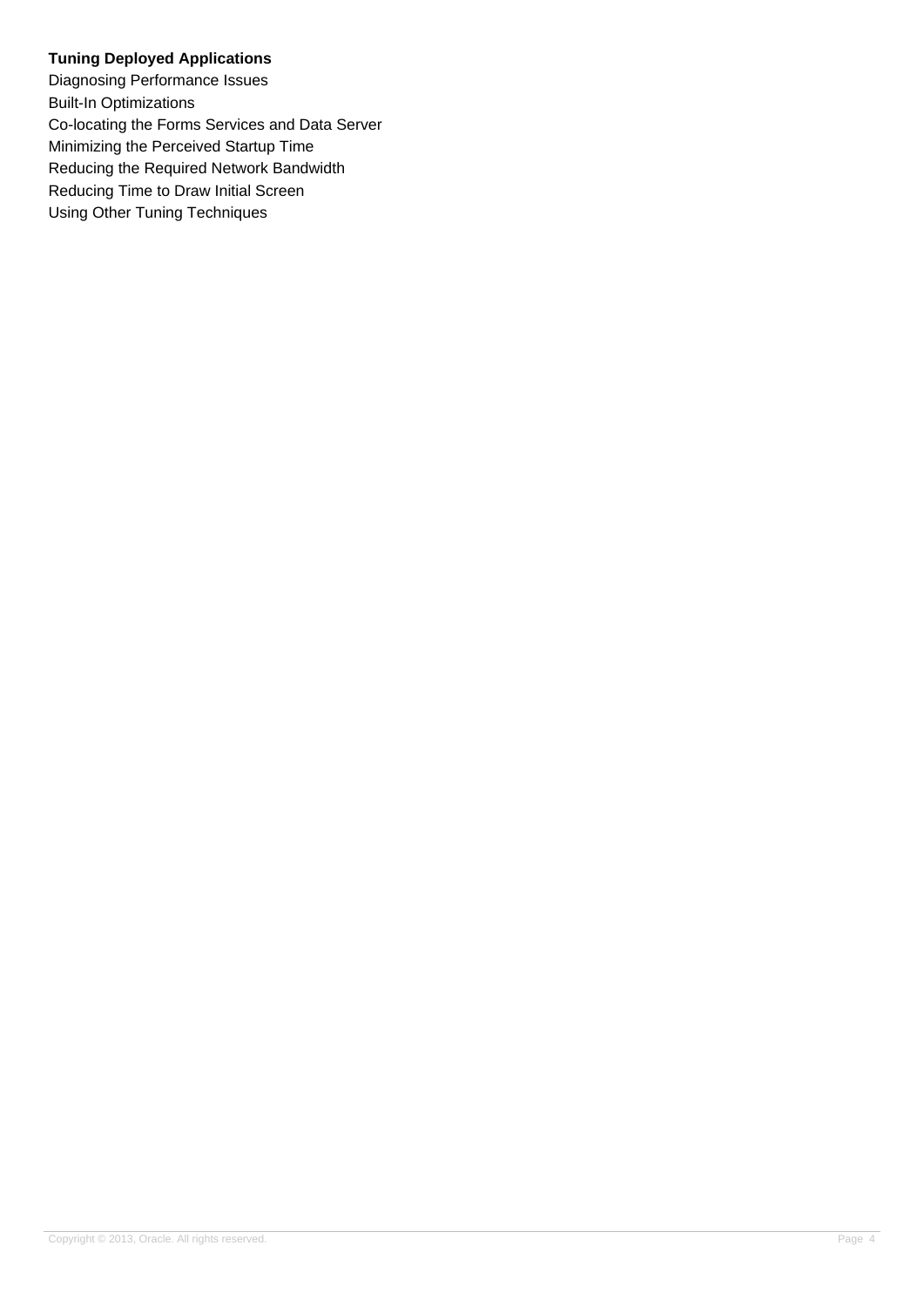**Tuning Deployed Applications**

Diagnosing Performance Issues

Built-In Optimizations

Co-locating the Forms Services and Data Server

Minimizing the Perceived Startup Time

Reducing the Required Network Bandwidth

Reducing Time to Draw Initial Screen

Using Other Tuning Techniques